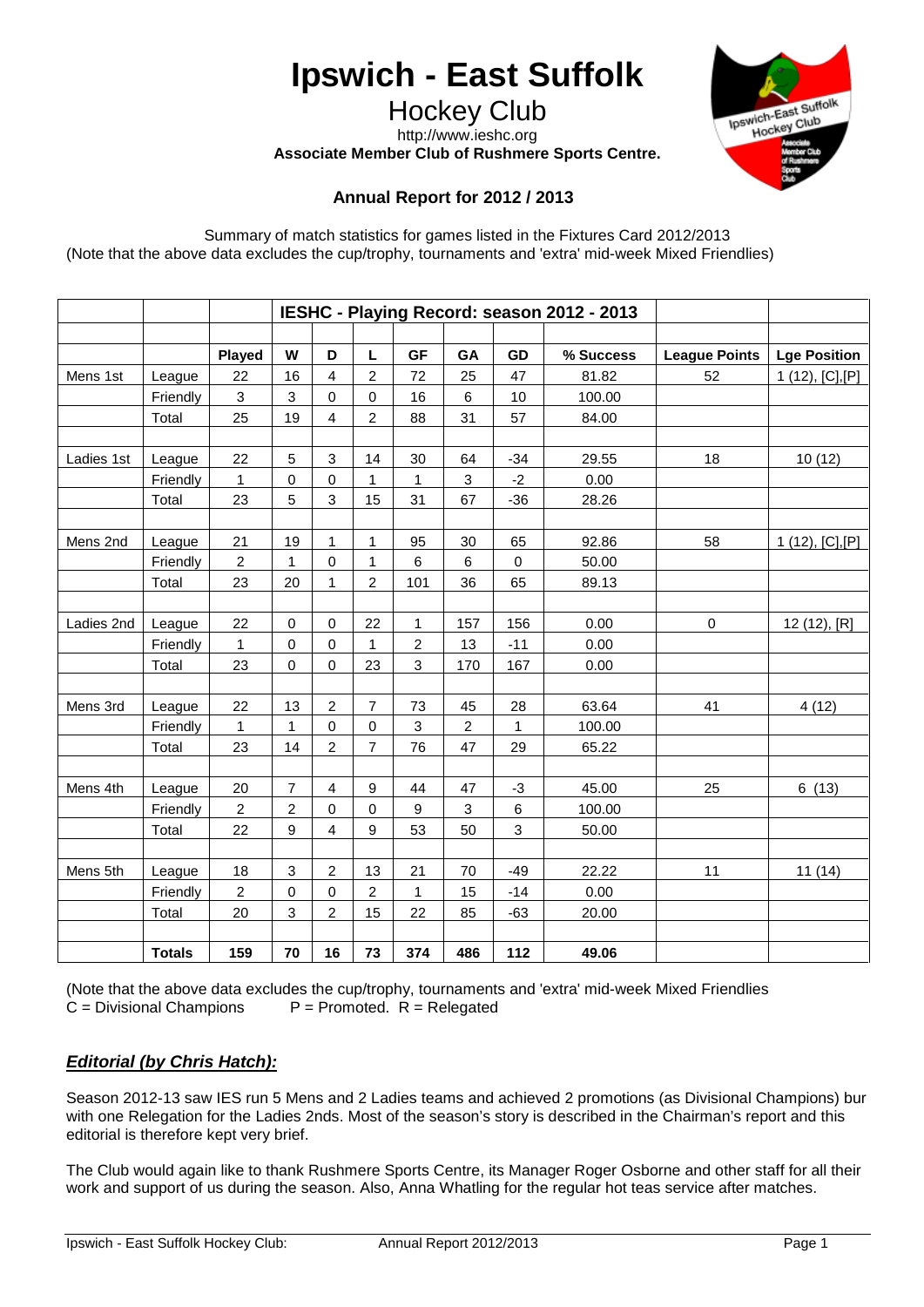# Ipswich - East Suffolk

## Hockey Club

http://www.ieshc.org

**Associate Member Club of Rushmere Sports Centre.**

### Annual Report for 2012 / 2013

Summary of match statistics for games listed in the Fixtures Card 2012/2013
(Note that the above data excludes the cup/trophy, tournaments and 'extra' mid-week Mixed Friendlies)

| | | IESHC - Playing Record: season 2012 - 2013 | | | | | | | | | |
|---|---|---|---|---|---|---|---|---|---|---|---|
| | | **Played** | **W** | **D** | **L** | **GF** | **GA** | **GD** | **% Success** | **League Points** | **Lge Position** |
| Mens 1st | League | 22 | 16 | 4 | 2 | 72 | 25 | 47 | 81.82 | 52 | 1 (12), [C],[P] |
| | Friendly | 3 | 3 | 0 | 0 | 16 | 6 | 10 | 100.00 | | |
| | Total | 25 | 19 | 4 | 2 | 88 | 31 | 57 | 84.00 | | |
| | | | | | | | | | | | |
| Ladies 1st | League | 22 | 5 | 3 | 14 | 30 | 64 | -34 | 29.55 | 18 | 10 (12) |
| | Friendly | 1 | 0 | 0 | 1 | 1 | 3 | -2 | 0.00 | | |
| | Total | 23 | 5 | 3 | 15 | 31 | 67 | -36 | 28.26 | | |
| | | | | | | | | | | | |
| Mens 2nd | League | 21 | 19 | 1 | 1 | 95 | 30 | 65 | 92.86 | 58 | 1 (12), [C],[P] |
| | Friendly | 2 | 1 | 0 | 1 | 6 | 6 | 0 | 50.00 | | |
| | Total | 23 | 20 | 1 | 2 | 101 | 36 | 65 | 89.13 | | |
| | | | | | | | | | | | |
| Ladies 2nd | League | 22 | 0 | 0 | 22 | 1 | 157 | 156 | 0.00 | 0 | 12 (12), [R] |
| | Friendly | 1 | 0 | 0 | 1 | 2 | 13 | -11 | 0.00 | | |
| | Total | 23 | 0 | 0 | 23 | 3 | 170 | 167 | 0.00 | | |
| | | | | | | | | | | | |
| Mens 3rd | League | 22 | 13 | 2 | 7 | 73 | 45 | 28 | 63.64 | 41 | 4 (12) |
| | Friendly | 1 | 1 | 0 | 0 | 3 | 2 | 1 | 100.00 | | |
| | Total | 23 | 14 | 2 | 7 | 76 | 47 | 29 | 65.22 | | |
| | | | | | | | | | | | |
| Mens 4th | League | 20 | 7 | 4 | 9 | 44 | 47 | -3 | 45.00 | 25 | 6 (13) |
| | Friendly | 2 | 2 | 0 | 0 | 9 | 3 | 6 | 100.00 | | |
| | Total | 22 | 9 | 4 | 9 | 53 | 50 | 3 | 50.00 | | |
| | | | | | | | | | | | |
| Mens 5th | League | 18 | 3 | 2 | 13 | 21 | 70 | -49 | 22.22 | 11 | 11 (14) |
| | Friendly | 2 | 0 | 0 | 2 | 1 | 15 | -14 | 0.00 | | |
| | Total | 20 | 3 | 2 | 15 | 22 | 85 | -63 | 20.00 | | |
| | | | | | | | | | | | |
| | **Totals** | **159** | **70** | **16** | **73** | **374** | **486** | **112** | **49.06** | | |

(Note that the above data excludes the cup/trophy, tournaments and 'extra' mid-week Mixed Friendlies
C = Divisional Champions      P = Promoted.  R = Relegated

## ***Editorial (by Chris Hatch):***

Season 2012-13 saw IES run 5 Mens and 2 Ladies teams and achieved 2 promotions (as Divisional Champions) bur with one Relegation for the Ladies 2nds. Most of the season's story is described in the Chairman's report and this editorial is therefore kept very brief.

The Club would again like to thank Rushmere Sports Centre, its Manager Roger Osborne and other staff for all their work and support of us during the season. Also, Anna Whatling for the regular hot teas service after matches.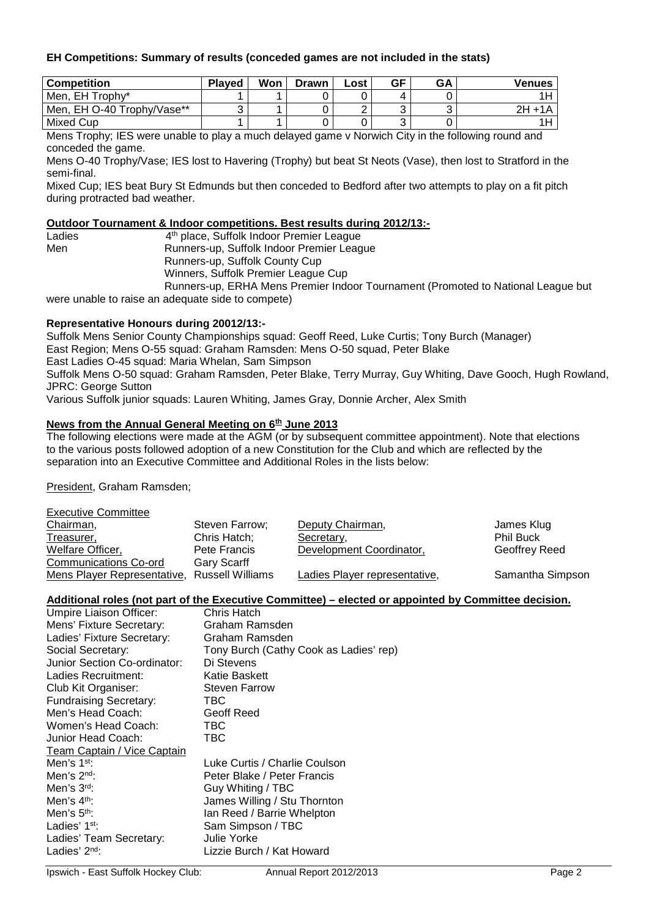**EH Competitions: Summary of results (conceded games are not included in the stats)**

| Competition | Played | Won | Drawn | Lost | GF | GA | Venues |
|---|---|---|---|---|---|---|---|
| Men, EH Trophy* | 1 | 1 | 0 | 0 | 4 | 0 | 1H |
| Men, EH O-40 Trophy/Vase** | 3 | 1 | 0 | 2 | 3 | 3 | 2H +1A |
| Mixed Cup | 1 | 1 | 0 | 0 | 3 | 0 | 1H |

Mens Trophy; IES were unable to play a much delayed game v Norwich City in the following round and conceded the game.

Mens O-40 Trophy/Vase; IES lost to Havering (Trophy) but beat St Neots (Vase), then lost to Stratford in the semi-final.

Mixed Cup; IES beat Bury St Edmunds but then conceded to Bedford after two attempts to play on a fit pitch during protracted bad weather.

**Outdoor Tournament & Indoor competitions. Best results during 2012/13:-**

Ladies — 4th place, Suffolk Indoor Premier League

Men — Runners-up, Suffolk Indoor Premier League
Runners-up, Suffolk County Cup
Winners, Suffolk Premier League Cup
Runners-up, ERHA Mens Premier Indoor Tournament (Promoted to National League but were unable to raise an adequate side to compete)

**Representative Honours during 20012/13:-**

Suffolk Mens Senior County Championships squad: Geoff Reed, Luke Curtis; Tony Burch (Manager)
East Region; Mens O-55 squad: Graham Ramsden: Mens O-50 squad, Peter Blake
East Ladies O-45 squad: Maria Whelan, Sam Simpson
Suffolk Mens O-50 squad: Graham Ramsden, Peter Blake, Terry Murray, Guy Whiting, Dave Gooch, Hugh Rowland, JPRC: George Sutton
Various Suffolk junior squads: Lauren Whiting, James Gray, Donnie Archer, Alex Smith

**News from the Annual General Meeting on 6th June 2013**

The following elections were made at the AGM (or by subsequent committee appointment). Note that elections to the various posts followed adoption of a new Constitution for the Club and which are reflected by the separation into an Executive Committee and Additional Roles in the lists below:

President, Graham Ramsden;

Executive Committee

| | | | |
|---|---|---|---|
| Chairman, | Steven Farrow; | Deputy Chairman, | James Klug |
| Treasurer, | Chris Hatch; | Secretary, | Phil Buck |
| Welfare Officer, | Pete Francis | Development Coordinator, | Geoffrey Reed |
| Communications Co-ord | Gary Scarff | | |
| Mens Player Representative, | Russell Williams | Ladies Player representative, | Samantha Simpson |

**Additional roles (not part of the Executive Committee) – elected or appointed by Committee decision.**

| | |
|---|---|
| Umpire Liaison Officer: | Chris Hatch |
| Mens' Fixture Secretary: | Graham Ramsden |
| Ladies' Fixture Secretary: | Graham Ramsden |
| Social Secretary: | Tony Burch (Cathy Cook as Ladies' rep) |
| Junior Section Co-ordinator: | Di Stevens |
| Ladies Recruitment: | Katie Baskett |
| Club Kit Organiser: | Steven Farrow |
| Fundraising Secretary: | TBC |
| Men's Head Coach: | Geoff Reed |
| Women's Head Coach: | TBC |
| Junior Head Coach: | TBC |
| Team Captain / Vice Captain | |
| Men's 1st: | Luke Curtis / Charlie Coulson |
| Men's 2nd: | Peter Blake / Peter Francis |
| Men's 3rd: | Guy Whiting / TBC |
| Men's 4th: | James Willing / Stu Thornton |
| Men's 5th: | Ian Reed / Barrie Whelpton |
| Ladies' 1st: | Sam Simpson / TBC |
| Ladies' Team Secretary: | Julie Yorke |
| Ladies' 2nd: | Lizzie Burch / Kat Howard |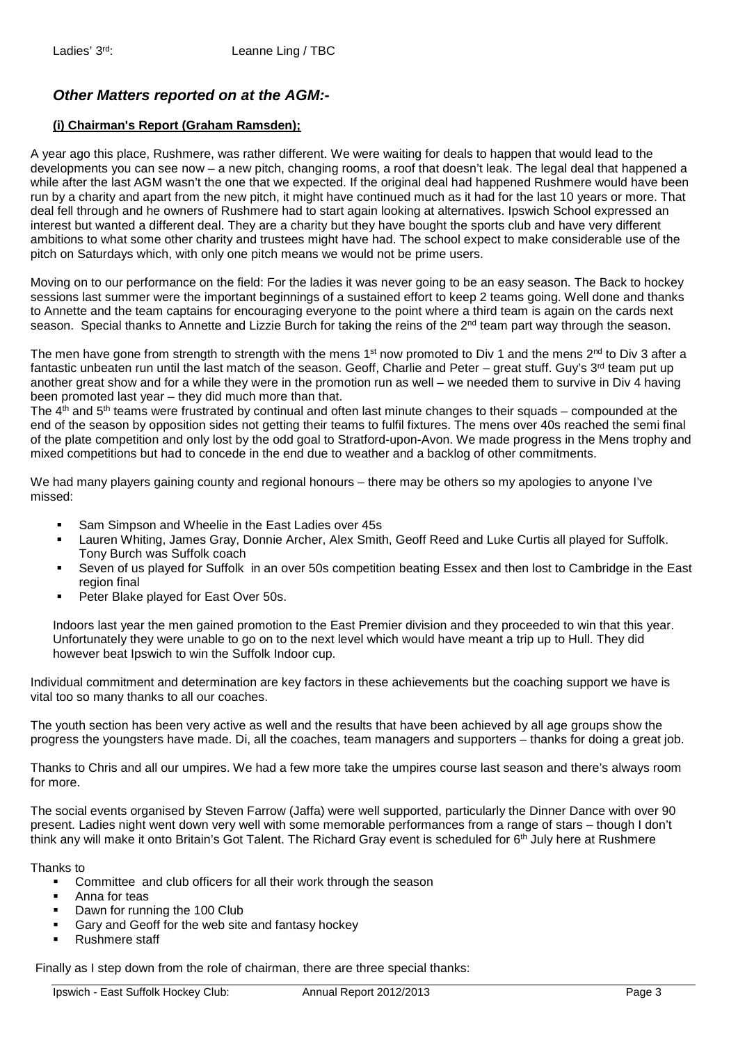Ladies' 3rd: Leanne Ling / TBC

## *Other Matters reported on at the AGM:-*

### (i) Chairman's Report (Graham Ramsden);

A year ago this place, Rushmere, was rather different. We were waiting for deals to happen that would lead to the developments you can see now – a new pitch, changing rooms, a roof that doesn't leak. The legal deal that happened a while after the last AGM wasn't the one that we expected. If the original deal had happened Rushmere would have been run by a charity and apart from the new pitch, it might have continued much as it had for the last 10 years or more. That deal fell through and he owners of Rushmere had to start again looking at alternatives. Ipswich School expressed an interest but wanted a different deal. They are a charity but they have bought the sports club and have very different ambitions to what some other charity and trustees might have had. The school expect to make considerable use of the pitch on Saturdays which, with only one pitch means we would not be prime users.

Moving on to our performance on the field: For the ladies it was never going to be an easy season. The Back to hockey sessions last summer were the important beginnings of a sustained effort to keep 2 teams going. Well done and thanks to Annette and the team captains for encouraging everyone to the point where a third team is again on the cards next season. Special thanks to Annette and Lizzie Burch for taking the reins of the 2nd team part way through the season.

The men have gone from strength to strength with the mens 1st now promoted to Div 1 and the mens 2nd to Div 3 after a fantastic unbeaten run until the last match of the season. Geoff, Charlie and Peter – great stuff. Guy's 3rd team put up another great show and for a while they were in the promotion run as well – we needed them to survive in Div 4 having been promoted last year – they did much more than that.

The 4th and 5th teams were frustrated by continual and often last minute changes to their squads – compounded at the end of the season by opposition sides not getting their teams to fulfil fixtures. The mens over 40s reached the semi final of the plate competition and only lost by the odd goal to Stratford-upon-Avon. We made progress in the Mens trophy and mixed competitions but had to concede in the end due to weather and a backlog of other commitments.

We had many players gaining county and regional honours – there may be others so my apologies to anyone I've missed:

- Sam Simpson and Wheelie in the East Ladies over 45s
- Lauren Whiting, James Gray, Donnie Archer, Alex Smith, Geoff Reed and Luke Curtis all played for Suffolk. Tony Burch was Suffolk coach
- Seven of us played for Suffolk in an over 50s competition beating Essex and then lost to Cambridge in the East region final
- Peter Blake played for East Over 50s.

Indoors last year the men gained promotion to the East Premier division and they proceeded to win that this year. Unfortunately they were unable to go on to the next level which would have meant a trip up to Hull. They did however beat Ipswich to win the Suffolk Indoor cup.

Individual commitment and determination are key factors in these achievements but the coaching support we have is vital too so many thanks to all our coaches.

The youth section has been very active as well and the results that have been achieved by all age groups show the progress the youngsters have made. Di, all the coaches, team managers and supporters – thanks for doing a great job.

Thanks to Chris and all our umpires. We had a few more take the umpires course last season and there's always room for more.

The social events organised by Steven Farrow (Jaffa) were well supported, particularly the Dinner Dance with over 90 present. Ladies night went down very well with some memorable performances from a range of stars – though I don't think any will make it onto Britain's Got Talent. The Richard Gray event is scheduled for 6th July here at Rushmere

Thanks to

- Committee and club officers for all their work through the season
- Anna for teas
- Dawn for running the 100 Club
- Gary and Geoff for the web site and fantasy hockey
- Rushmere staff

Finally as I step down from the role of chairman, there are three special thanks: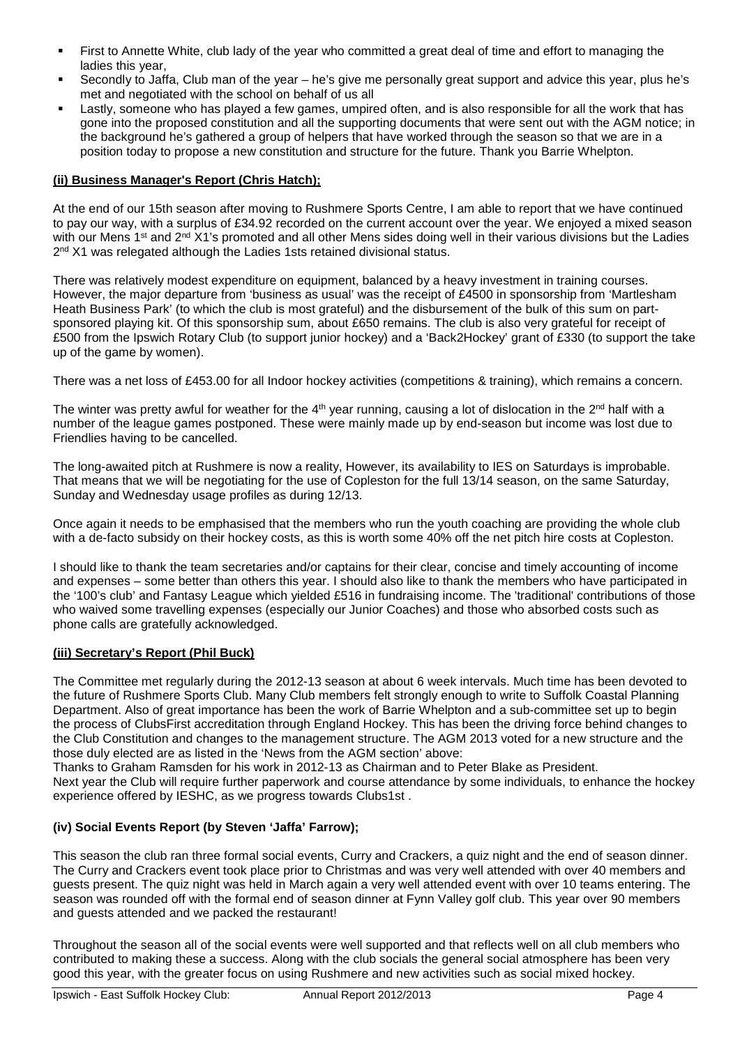- First to Annette White, club lady of the year who committed a great deal of time and effort to managing the ladies this year,
- Secondly to Jaffa, Club man of the year – he's give me personally great support and advice this year, plus he's met and negotiated with the school on behalf of us all
- Lastly, someone who has played a few games, umpired often, and is also responsible for all the work that has gone into the proposed constitution and all the supporting documents that were sent out with the AGM notice; in the background he's gathered a group of helpers that have worked through the season so that we are in a position today to propose a new constitution and structure for the future. Thank you Barrie Whelpton.

**(ii) Business Manager's Report (Chris Hatch);**

At the end of our 15th season after moving to Rushmere Sports Centre, I am able to report that we have continued to pay our way, with a surplus of £34.92 recorded on the current account over the year. We enjoyed a mixed season with our Mens 1st and 2nd X1's promoted and all other Mens sides doing well in their various divisions but the Ladies 2nd X1 was relegated although the Ladies 1sts retained divisional status.

There was relatively modest expenditure on equipment, balanced by a heavy investment in training courses. However, the major departure from 'business as usual' was the receipt of £4500 in sponsorship from 'Martlesham Heath Business Park' (to which the club is most grateful) and the disbursement of the bulk of this sum on part-sponsored playing kit. Of this sponsorship sum, about £650 remains. The club is also very grateful for receipt of £500 from the Ipswich Rotary Club (to support junior hockey) and a 'Back2Hockey' grant of £330 (to support the take up of the game by women).

There was a net loss of £453.00 for all Indoor hockey activities (competitions & training), which remains a concern.

The winter was pretty awful for weather for the 4th year running, causing a lot of dislocation in the 2nd half with a number of the league games postponed. These were mainly made up by end-season but income was lost due to Friendlies having to be cancelled.

The long-awaited pitch at Rushmere is now a reality, However, its availability to IES on Saturdays is improbable. That means that we will be negotiating for the use of Copleston for the full 13/14 season, on the same Saturday, Sunday and Wednesday usage profiles as during 12/13.

Once again it needs to be emphasised that the members who run the youth coaching are providing the whole club with a de-facto subsidy on their hockey costs, as this is worth some 40% off the net pitch hire costs at Copleston.

I should like to thank the team secretaries and/or captains for their clear, concise and timely accounting of income and expenses – some better than others this year. I should also like to thank the members who have participated in the '100's club' and Fantasy League which yielded £516 in fundraising income. The 'traditional' contributions of those who waived some travelling expenses (especially our Junior Coaches) and those who absorbed costs such as phone calls are gratefully acknowledged.

**(iii) Secretary's Report (Phil Buck)**

The Committee met regularly during the 2012-13 season at about 6 week intervals. Much time has been devoted to the future of Rushmere Sports Club. Many Club members felt strongly enough to write to Suffolk Coastal Planning Department. Also of great importance has been the work of Barrie Whelpton and a sub-committee set up to begin the process of ClubsFirst accreditation through England Hockey. This has been the driving force behind changes to the Club Constitution and changes to the management structure. The AGM 2013 voted for a new structure and the those duly elected are as listed in the 'News from the AGM section' above:

Thanks to Graham Ramsden for his work in 2012-13 as Chairman and to Peter Blake as President.

Next year the Club will require further paperwork and course attendance by some individuals, to enhance the hockey experience offered by IESHC, as we progress towards Clubs1st .

**(iv) Social Events Report (by Steven 'Jaffa' Farrow);**

This season the club ran three formal social events, Curry and Crackers, a quiz night and the end of season dinner. The Curry and Crackers event took place prior to Christmas and was very well attended with over 40 members and guests present. The quiz night was held in March again a very well attended event with over 10 teams entering. The season was rounded off with the formal end of season dinner at Fynn Valley golf club. This year over 90 members and guests attended and we packed the restaurant!

Throughout the season all of the social events were well supported and that reflects well on all club members who contributed to making these a success. Along with the club socials the general social atmosphere has been very good this year, with the greater focus on using Rushmere and new activities such as social mixed hockey.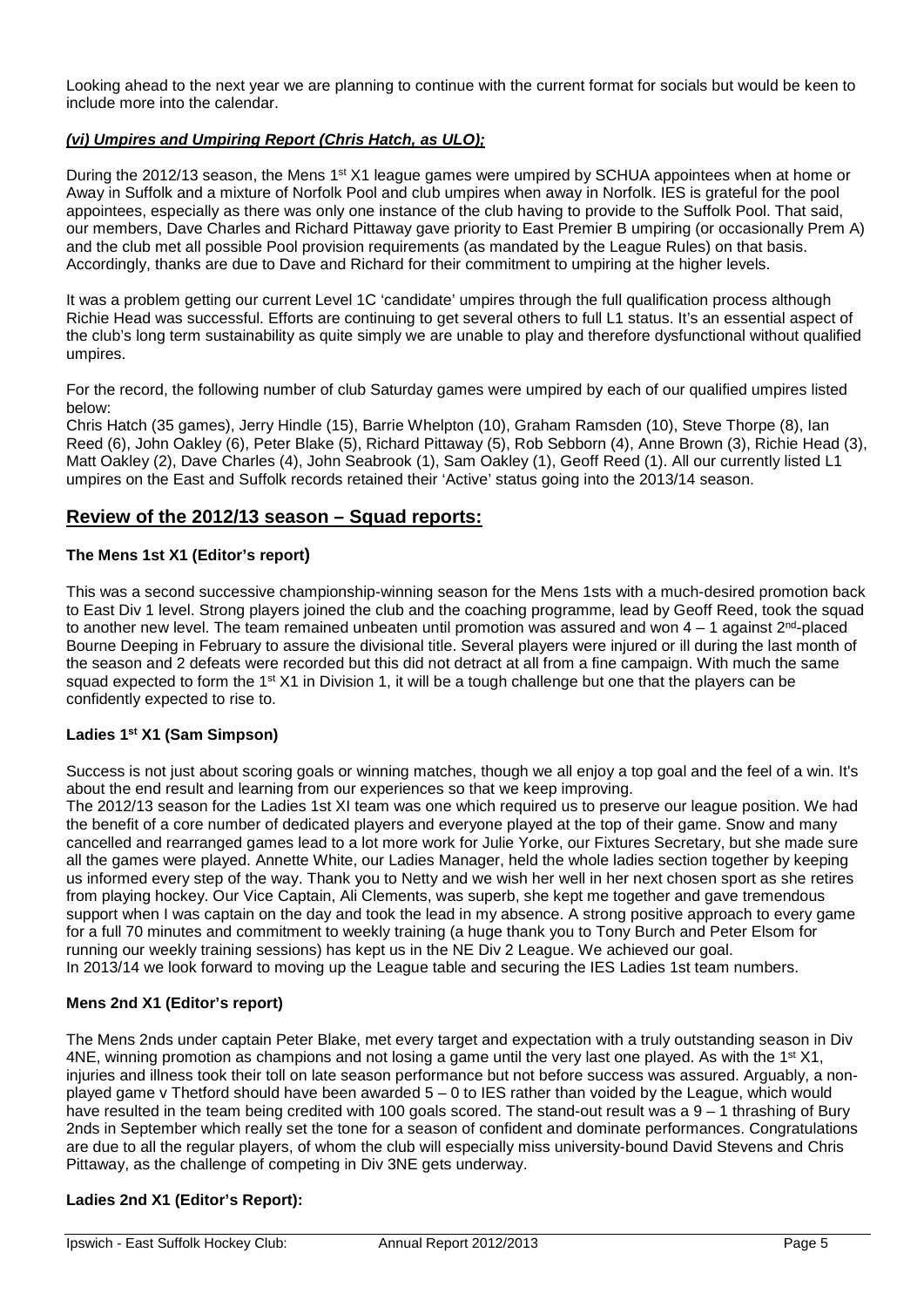Looking ahead to the next year we are planning to continue with the current format for socials but would be keen to include more into the calendar.

***(vi) Umpires and Umpiring Report (Chris Hatch, as ULO);***

During the 2012/13 season, the Mens 1st X1 league games were umpired by SCHUA appointees when at home or Away in Suffolk and a mixture of Norfolk Pool and club umpires when away in Norfolk. IES is grateful for the pool appointees, especially as there was only one instance of the club having to provide to the Suffolk Pool. That said, our members, Dave Charles and Richard Pittaway gave priority to East Premier B umpiring (or occasionally Prem A) and the club met all possible Pool provision requirements (as mandated by the League Rules) on that basis. Accordingly, thanks are due to Dave and Richard for their commitment to umpiring at the higher levels.

It was a problem getting our current Level 1C 'candidate' umpires through the full qualification process although Richie Head was successful. Efforts are continuing to get several others to full L1 status. It's an essential aspect of the club's long term sustainability as quite simply we are unable to play and therefore dysfunctional without qualified umpires.

For the record, the following number of club Saturday games were umpired by each of our qualified umpires listed below:
Chris Hatch (35 games), Jerry Hindle (15), Barrie Whelpton (10), Graham Ramsden (10), Steve Thorpe (8), Ian Reed (6), John Oakley (6), Peter Blake (5), Richard Pittaway (5), Rob Sebborn (4), Anne Brown (3), Richie Head (3), Matt Oakley (2), Dave Charles (4), John Seabrook (1), Sam Oakley (1), Geoff Reed (1). All our currently listed L1 umpires on the East and Suffolk records retained their 'Active' status going into the 2013/14 season.

## Review of the 2012/13 season – Squad reports:

### The Mens 1st X1 (Editor's report)

This was a second successive championship-winning season for the Mens 1sts with a much-desired promotion back to East Div 1 level. Strong players joined the club and the coaching programme, lead by Geoff Reed, took the squad to another new level. The team remained unbeaten until promotion was assured and won 4 – 1 against 2nd-placed Bourne Deeping in February to assure the divisional title. Several players were injured or ill during the last month of the season and 2 defeats were recorded but this did not detract at all from a fine campaign. With much the same squad expected to form the 1st X1 in Division 1, it will be a tough challenge but one that the players can be confidently expected to rise to.

### Ladies 1st X1 (Sam Simpson)

Success is not just about scoring goals or winning matches, though we all enjoy a top goal and the feel of a win. It's about the end result and learning from our experiences so that we keep improving.
The 2012/13 season for the Ladies 1st XI team was one which required us to preserve our league position. We had the benefit of a core number of dedicated players and everyone played at the top of their game. Snow and many cancelled and rearranged games lead to a lot more work for Julie Yorke, our Fixtures Secretary, but she made sure all the games were played. Annette White, our Ladies Manager, held the whole ladies section together by keeping us informed every step of the way. Thank you to Netty and we wish her well in her next chosen sport as she retires from playing hockey. Our Vice Captain, Ali Clements, was superb, she kept me together and gave tremendous support when I was captain on the day and took the lead in my absence. A strong positive approach to every game for a full 70 minutes and commitment to weekly training (a huge thank you to Tony Burch and Peter Elsom for running our weekly training sessions) has kept us in the NE Div 2 League. We achieved our goal.
In 2013/14 we look forward to moving up the League table and securing the IES Ladies 1st team numbers.

### Mens 2nd X1 (Editor's report)

The Mens 2nds under captain Peter Blake, met every target and expectation with a truly outstanding season in Div 4NE, winning promotion as champions and not losing a game until the very last one played. As with the 1st X1, injuries and illness took their toll on late season performance but not before success was assured. Arguably, a non-played game v Thetford should have been awarded 5 – 0 to IES rather than voided by the League, which would have resulted in the team being credited with 100 goals scored. The stand-out result was a 9 – 1 thrashing of Bury 2nds in September which really set the tone for a season of confident and dominate performances. Congratulations are due to all the regular players, of whom the club will especially miss university-bound David Stevens and Chris Pittaway, as the challenge of competing in Div 3NE gets underway.

### Ladies 2nd X1 (Editor's Report):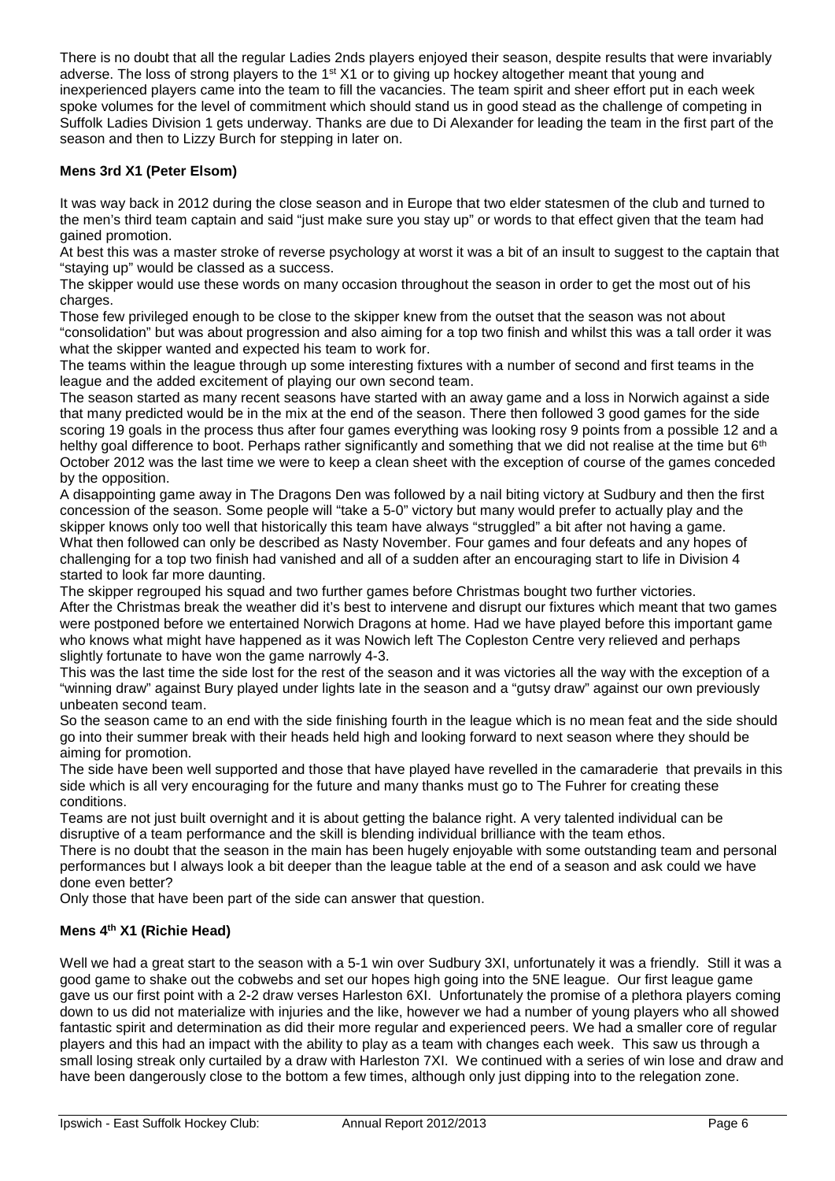There is no doubt that all the regular Ladies 2nds players enjoyed their season, despite results that were invariably adverse. The loss of strong players to the 1st X1 or to giving up hockey altogether meant that young and inexperienced players came into the team to fill the vacancies. The team spirit and sheer effort put in each week spoke volumes for the level of commitment which should stand us in good stead as the challenge of competing in Suffolk Ladies Division 1 gets underway. Thanks are due to Di Alexander for leading the team in the first part of the season and then to Lizzy Burch for stepping in later on.

### Mens 3rd X1 (Peter Elsom)

It was way back in 2012 during the close season and in Europe that two elder statesmen of the club and turned to the men's third team captain and said "just make sure you stay up" or words to that effect given that the team had gained promotion.

At best this was a master stroke of reverse psychology at worst it was a bit of an insult to suggest to the captain that "staying up" would be classed as a success.

The skipper would use these words on many occasion throughout the season in order to get the most out of his charges.

Those few privileged enough to be close to the skipper knew from the outset that the season was not about "consolidation" but was about progression and also aiming for a top two finish and whilst this was a tall order it was what the skipper wanted and expected his team to work for.

The teams within the league through up some interesting fixtures with a number of second and first teams in the league and the added excitement of playing our own second team.

The season started as many recent seasons have started with an away game and a loss in Norwich against a side that many predicted would be in the mix at the end of the season. There then followed 3 good games for the side scoring 19 goals in the process thus after four games everything was looking rosy 9 points from a possible 12 and a helthy goal difference to boot. Perhaps rather significantly and something that we did not realise at the time but 6th October 2012 was the last time we were to keep a clean sheet with the exception of course of the games conceded by the opposition.

A disappointing game away in The Dragons Den was followed by a nail biting victory at Sudbury and then the first concession of the season. Some people will "take a 5-0" victory but many would prefer to actually play and the skipper knows only too well that historically this team have always "struggled" a bit after not having a game.

What then followed can only be described as Nasty November. Four games and four defeats and any hopes of challenging for a top two finish had vanished and all of a sudden after an encouraging start to life in Division 4 started to look far more daunting.

The skipper regrouped his squad and two further games before Christmas bought two further victories.

After the Christmas break the weather did it's best to intervene and disrupt our fixtures which meant that two games were postponed before we entertained Norwich Dragons at home. Had we have played before this important game who knows what might have happened as it was Nowich left The Copleston Centre very relieved and perhaps slightly fortunate to have won the game narrowly 4-3.

This was the last time the side lost for the rest of the season and it was victories all the way with the exception of a "winning draw" against Bury played under lights late in the season and a "gutsy draw" against our own previously unbeaten second team.

So the season came to an end with the side finishing fourth in the league which is no mean feat and the side should go into their summer break with their heads held high and looking forward to next season where they should be aiming for promotion.

The side have been well supported and those that have played have revelled in the camaraderie that prevails in this side which is all very encouraging for the future and many thanks must go to The Fuhrer for creating these conditions.

Teams are not just built overnight and it is about getting the balance right. A very talented individual can be disruptive of a team performance and the skill is blending individual brilliance with the team ethos.

There is no doubt that the season in the main has been hugely enjoyable with some outstanding team and personal performances but I always look a bit deeper than the league table at the end of a season and ask could we have done even better?

Only those that have been part of the side can answer that question.

### Mens 4th X1 (Richie Head)

Well we had a great start to the season with a 5-1 win over Sudbury 3XI, unfortunately it was a friendly. Still it was a good game to shake out the cobwebs and set our hopes high going into the 5NE league. Our first league game gave us our first point with a 2-2 draw verses Harleston 6XI. Unfortunately the promise of a plethora players coming down to us did not materialize with injuries and the like, however we had a number of young players who all showed fantastic spirit and determination as did their more regular and experienced peers. We had a smaller core of regular players and this had an impact with the ability to play as a team with changes each week. This saw us through a small losing streak only curtailed by a draw with Harleston 7XI. We continued with a series of win lose and draw and have been dangerously close to the bottom a few times, although only just dipping into to the relegation zone.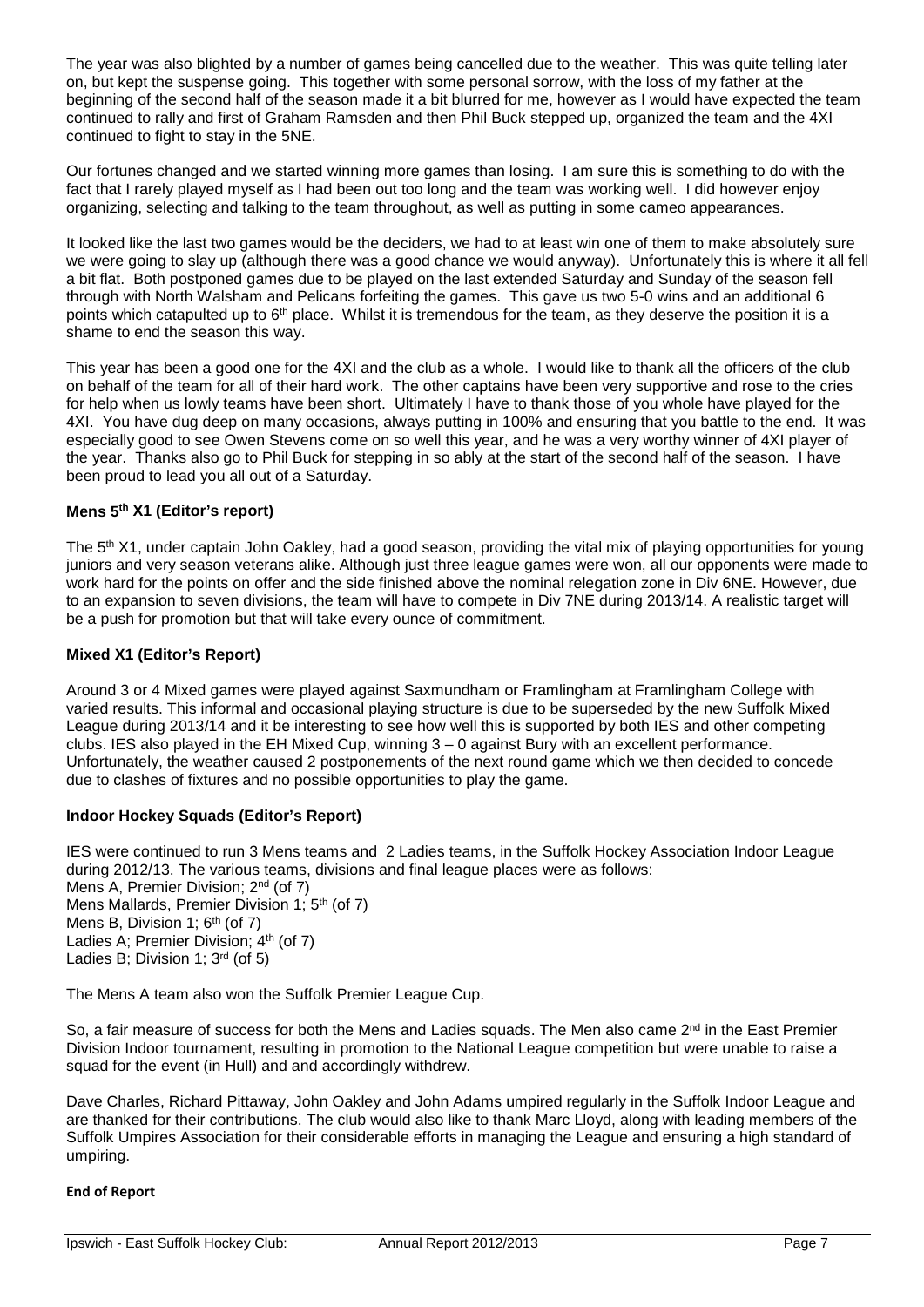The year was also blighted by a number of games being cancelled due to the weather. This was quite telling later on, but kept the suspense going. This together with some personal sorrow, with the loss of my father at the beginning of the second half of the season made it a bit blurred for me, however as I would have expected the team continued to rally and first of Graham Ramsden and then Phil Buck stepped up, organized the team and the 4XI continued to fight to stay in the 5NE.

Our fortunes changed and we started winning more games than losing. I am sure this is something to do with the fact that I rarely played myself as I had been out too long and the team was working well. I did however enjoy organizing, selecting and talking to the team throughout, as well as putting in some cameo appearances.

It looked like the last two games would be the deciders, we had to at least win one of them to make absolutely sure we were going to slay up (although there was a good chance we would anyway). Unfortunately this is where it all fell a bit flat. Both postponed games due to be played on the last extended Saturday and Sunday of the season fell through with North Walsham and Pelicans forfeiting the games. This gave us two 5-0 wins and an additional 6 points which catapulted up to 6th place. Whilst it is tremendous for the team, as they deserve the position it is a shame to end the season this way.

This year has been a good one for the 4XI and the club as a whole. I would like to thank all the officers of the club on behalf of the team for all of their hard work. The other captains have been very supportive and rose to the cries for help when us lowly teams have been short. Ultimately I have to thank those of you whole have played for the 4XI. You have dug deep on many occasions, always putting in 100% and ensuring that you battle to the end. It was especially good to see Owen Stevens come on so well this year, and he was a very worthy winner of 4XI player of the year. Thanks also go to Phil Buck for stepping in so ably at the start of the second half of the season. I have been proud to lead you all out of a Saturday.

### Mens 5th X1 (Editor's report)

The 5th X1, under captain John Oakley, had a good season, providing the vital mix of playing opportunities for young juniors and very season veterans alike. Although just three league games were won, all our opponents were made to work hard for the points on offer and the side finished above the nominal relegation zone in Div 6NE. However, due to an expansion to seven divisions, the team will have to compete in Div 7NE during 2013/14. A realistic target will be a push for promotion but that will take every ounce of commitment.

### Mixed X1 (Editor's Report)

Around 3 or 4 Mixed games were played against Saxmundham or Framlingham at Framlingham College with varied results. This informal and occasional playing structure is due to be superseded by the new Suffolk Mixed League during 2013/14 and it be interesting to see how well this is supported by both IES and other competing clubs. IES also played in the EH Mixed Cup, winning 3 – 0 against Bury with an excellent performance. Unfortunately, the weather caused 2 postponements of the next round game which we then decided to concede due to clashes of fixtures and no possible opportunities to play the game.

### Indoor Hockey Squads (Editor's Report)

IES were continued to run 3 Mens teams and 2 Ladies teams, in the Suffolk Hockey Association Indoor League during 2012/13. The various teams, divisions and final league places were as follows:
Mens A, Premier Division; 2nd (of 7)
Mens Mallards, Premier Division 1; 5th (of 7)
Mens B, Division 1; 6th (of 7)
Ladies A; Premier Division; 4th (of 7)
Ladies B; Division 1; 3rd (of 5)

The Mens A team also won the Suffolk Premier League Cup.

So, a fair measure of success for both the Mens and Ladies squads. The Men also came 2nd in the East Premier Division Indoor tournament, resulting in promotion to the National League competition but were unable to raise a squad for the event (in Hull) and and accordingly withdrew.

Dave Charles, Richard Pittaway, John Oakley and John Adams umpired regularly in the Suffolk Indoor League and are thanked for their contributions. The club would also like to thank Marc Lloyd, along with leading members of the Suffolk Umpires Association for their considerable efforts in managing the League and ensuring a high standard of umpiring.

**End of Report**